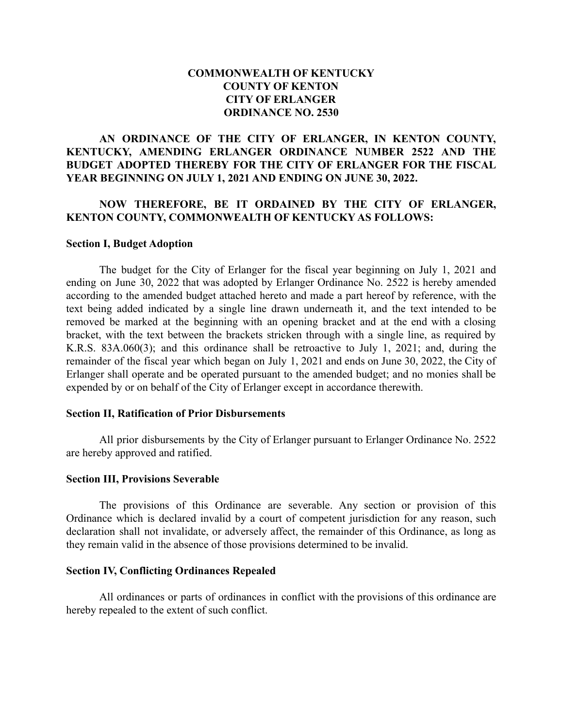**COMMONWEALTH OF KENTUCKY**
**COUNTY OF KENTON**
**CITY OF ERLANGER**
**ORDINANCE NO. 2530**

**AN ORDINANCE OF THE CITY OF ERLANGER, IN KENTON COUNTY, KENTUCKY, AMENDING ERLANGER ORDINANCE NUMBER 2522 AND THE BUDGET ADOPTED THEREBY FOR THE CITY OF ERLANGER FOR THE FISCAL YEAR BEGINNING ON JULY 1, 2021 AND ENDING ON JUNE 30, 2022.**

**NOW THEREFORE, BE IT ORDAINED BY THE CITY OF ERLANGER, KENTON COUNTY, COMMONWEALTH OF KENTUCKY AS FOLLOWS:**

**Section I, Budget Adoption**

The budget for the City of Erlanger for the fiscal year beginning on July 1, 2021 and ending on June 30, 2022 that was adopted by Erlanger Ordinance No. 2522 is hereby amended according to the amended budget attached hereto and made a part hereof by reference, with the text being added indicated by a single line drawn underneath it, and the text intended to be removed be marked at the beginning with an opening bracket and at the end with a closing bracket, with the text between the brackets stricken through with a single line, as required by K.R.S. 83A.060(3); and this ordinance shall be retroactive to July 1, 2021; and, during the remainder of the fiscal year which began on July 1, 2021 and ends on June 30, 2022, the City of Erlanger shall operate and be operated pursuant to the amended budget; and no monies shall be expended by or on behalf of the City of Erlanger except in accordance therewith.

**Section II, Ratification of Prior Disbursements**

All prior disbursements by the City of Erlanger pursuant to Erlanger Ordinance No. 2522 are hereby approved and ratified.

**Section III, Provisions Severable**

The provisions of this Ordinance are severable. Any section or provision of this Ordinance which is declared invalid by a court of competent jurisdiction for any reason, such declaration shall not invalidate, or adversely affect, the remainder of this Ordinance, as long as they remain valid in the absence of those provisions determined to be invalid.

**Section IV, Conflicting Ordinances Repealed**

All ordinances or parts of ordinances in conflict with the provisions of this ordinance are hereby repealed to the extent of such conflict.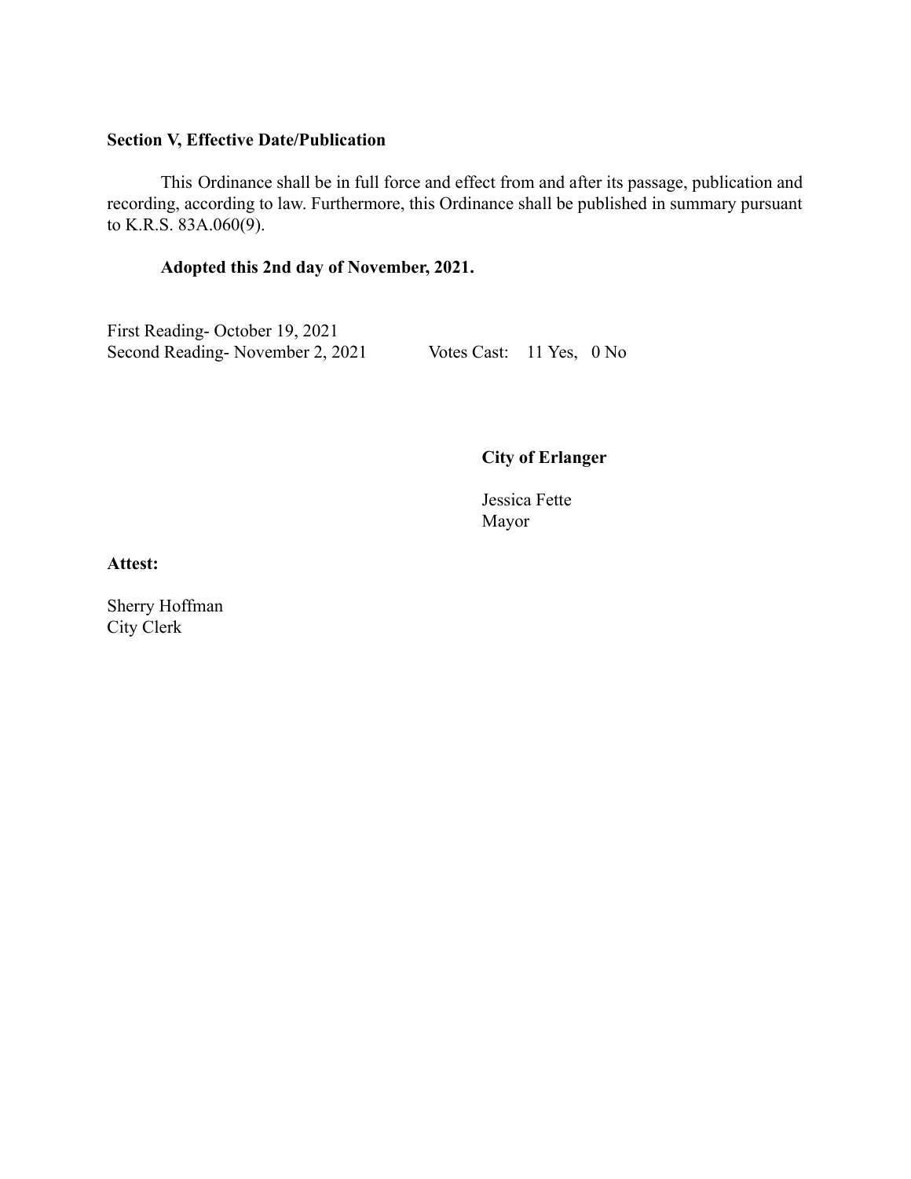**Section V, Effective Date/Publication**

This Ordinance shall be in full force and effect from and after its passage, publication and recording, according to law. Furthermore, this Ordinance shall be published in summary pursuant to K.R.S. 83A.060(9).

**Adopted this 2nd day of November, 2021.**

First Reading- October 19, 2021
Second Reading- November 2, 2021 Votes Cast: 11 Yes, 0 No

**City of Erlanger**

Jessica Fette
Mayor

**Attest:**

Sherry Hoffman
City Clerk